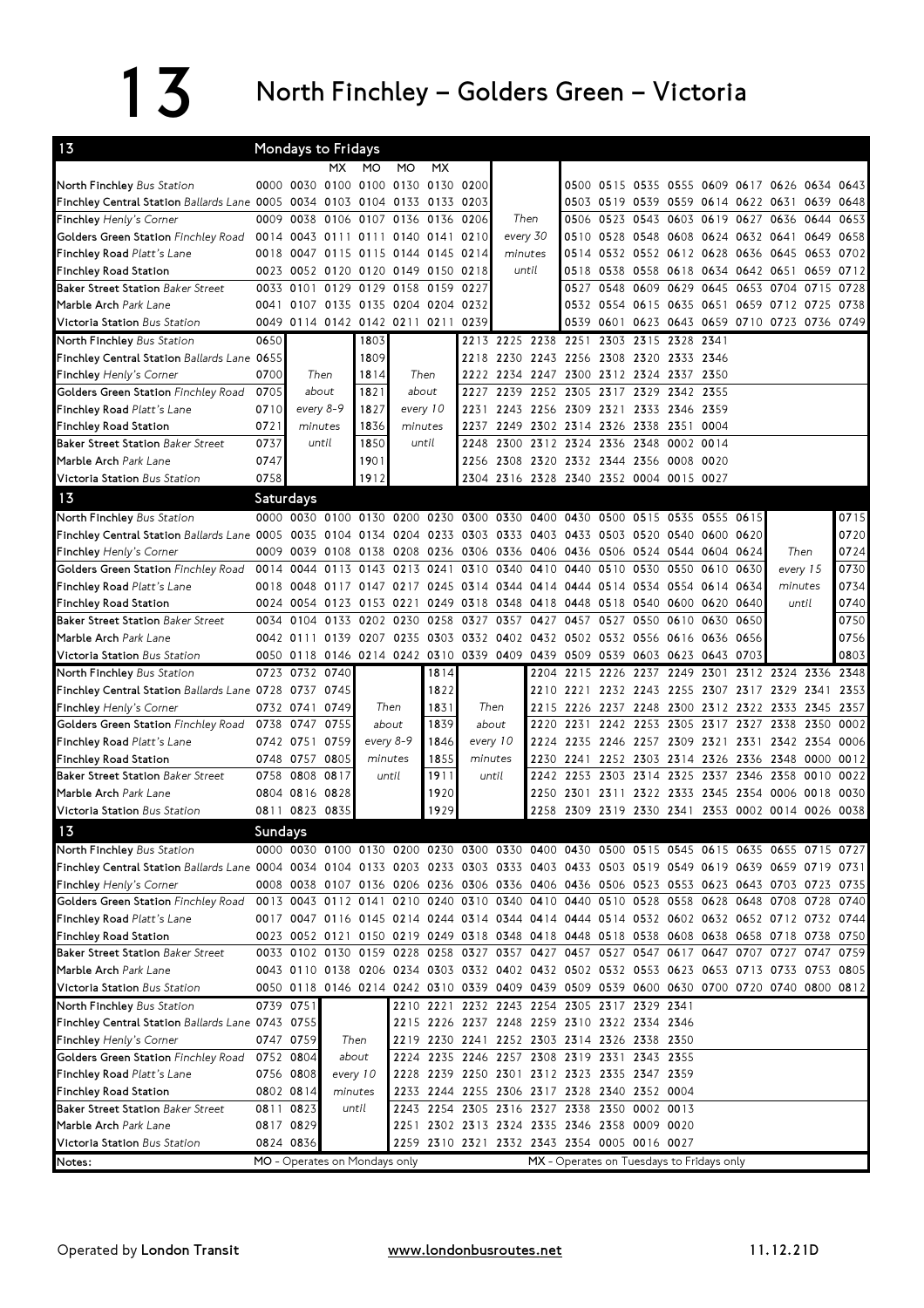# 13 North Finchley – Golders Green – Victoria

## 13 Mondays to Fridays

| Stop | | | MX | MO | MO | MX | | | | | | | | | | | |
|---|---|---|---|---|---|---|---|---|---|---|---|---|---|---|---|---|---|
| North Finchley *Bus Station* | 0000 | 0030 | 0100 | 0100 | 0130 | 0130 | 0200 | Then every 30 minutes until | 0500 | 0515 | 0535 | 0555 | 0609 | 0617 | 0626 | 0634 | 0643 |
| Finchley Central Station *Ballards Lane* | 0005 | 0034 | 0103 | 0104 | 0133 | 0133 | 0203 | | 0503 | 0519 | 0539 | 0559 | 0614 | 0622 | 0631 | 0639 | 0648 |
| Finchley *Henly's Corner* | 0009 | 0038 | 0106 | 0107 | 0136 | 0136 | 0206 | | 0506 | 0523 | 0543 | 0603 | 0619 | 0627 | 0636 | 0644 | 0653 |
| Golders Green Station *Finchley Road* | 0014 | 0043 | 0111 | 0111 | 0140 | 0141 | 0210 | | 0510 | 0528 | 0548 | 0608 | 0624 | 0632 | 0641 | 0649 | 0658 |
| Finchley Road *Platt's Lane* | 0018 | 0047 | 0115 | 0115 | 0144 | 0145 | 0214 | | 0514 | 0532 | 0552 | 0612 | 0628 | 0636 | 0645 | 0653 | 0702 |
| Finchley Road Station | 0023 | 0052 | 0120 | 0120 | 0149 | 0150 | 0218 | | 0518 | 0538 | 0558 | 0618 | 0634 | 0642 | 0651 | 0659 | 0712 |
| Baker Street Station *Baker Street* | 0033 | 0101 | 0129 | 0129 | 0158 | 0159 | 0227 | | 0527 | 0548 | 0609 | 0629 | 0645 | 0653 | 0704 | 0715 | 0728 |
| Marble Arch *Park Lane* | 0041 | 0107 | 0135 | 0135 | 0204 | 0204 | 0232 | | 0532 | 0554 | 0615 | 0635 | 0651 | 0659 | 0712 | 0725 | 0738 |
| Victoria Station *Bus Station* | 0049 | 0114 | 0142 | 0142 | 0211 | 0211 | 0239 | | 0539 | 0601 | 0623 | 0643 | 0659 | 0710 | 0723 | 0736 | 0749 |

| Stop | | | | | | | | | | | | |
|---|---|---|---|---|---|---|---|---|---|---|---|---|
| North Finchley *Bus Station* | 0650 | Then about every 8-9 minutes until | 1803 | Then about every 10 minutes until | 2213 | 2225 | 2238 | 2251 | 2303 | 2315 | 2328 | 2341 |
| Finchley Central Station *Ballards Lane* | 0655 | | 1809 | | 2218 | 2230 | 2243 | 2256 | 2308 | 2320 | 2333 | 2346 |
| Finchley *Henly's Corner* | 0700 | | 1814 | | 2222 | 2234 | 2247 | 2300 | 2312 | 2324 | 2337 | 2350 |
| Golders Green Station *Finchley Road* | 0705 | | 1821 | | 2227 | 2239 | 2252 | 2305 | 2317 | 2329 | 2342 | 2355 |
| Finchley Road *Platt's Lane* | 0710 | | 1827 | | 2231 | 2243 | 2256 | 2309 | 2321 | 2333 | 2346 | 2359 |
| Finchley Road Station | 0721 | | 1836 | | 2237 | 2249 | 2302 | 2314 | 2326 | 2338 | 2351 | 0004 |
| Baker Street Station *Baker Street* | 0737 | | 1850 | | 2248 | 2300 | 2312 | 2324 | 2336 | 2348 | 0002 | 0014 |
| Marble Arch *Park Lane* | 0747 | | 1901 | | 2256 | 2308 | 2320 | 2332 | 2344 | 2356 | 0008 | 0020 |
| Victoria Station *Bus Station* | 0758 | | 1912 | | 2304 | 2316 | 2328 | 2340 | 2352 | 0004 | 0015 | 0027 |

## 13 Saturdays

| Stop | | | | | | | | | | | | | | | | | |
|---|---|---|---|---|---|---|---|---|---|---|---|---|---|---|---|---|---|
| North Finchley *Bus Station* | 0000 | 0030 | 0100 | 0130 | 0200 | 0230 | 0300 | 0330 | 0400 | 0430 | 0500 | 0515 | 0535 | 0555 | 0615 | Then every 15 minutes until | 0715 |
| Finchley Central Station *Ballards Lane* | 0005 | 0035 | 0104 | 0134 | 0204 | 0233 | 0303 | 0333 | 0403 | 0433 | 0503 | 0520 | 0540 | 0600 | 0620 | | 0720 |
| Finchley *Henly's Corner* | 0009 | 0039 | 0108 | 0138 | 0208 | 0236 | 0306 | 0336 | 0406 | 0436 | 0506 | 0524 | 0544 | 0604 | 0624 | | 0724 |
| Golders Green Station *Finchley Road* | 0014 | 0044 | 0113 | 0143 | 0213 | 0241 | 0310 | 0340 | 0410 | 0440 | 0510 | 0530 | 0550 | 0610 | 0630 | | 0730 |
| Finchley Road *Platt's Lane* | 0018 | 0048 | 0117 | 0147 | 0217 | 0245 | 0314 | 0344 | 0414 | 0444 | 0514 | 0534 | 0554 | 0614 | 0634 | | 0734 |
| Finchley Road Station | 0024 | 0054 | 0123 | 0153 | 0221 | 0249 | 0318 | 0348 | 0418 | 0448 | 0518 | 0540 | 0600 | 0620 | 0640 | | 0740 |
| Baker Street Station *Baker Street* | 0034 | 0104 | 0133 | 0202 | 0230 | 0258 | 0327 | 0357 | 0427 | 0457 | 0527 | 0550 | 0610 | 0630 | 0650 | | 0750 |
| Marble Arch *Park Lane* | 0042 | 0111 | 0139 | 0207 | 0235 | 0303 | 0332 | 0402 | 0432 | 0502 | 0532 | 0556 | 0616 | 0636 | 0656 | | 0756 |
| Victoria Station *Bus Station* | 0050 | 0118 | 0146 | 0214 | 0242 | 0310 | 0339 | 0409 | 0439 | 0509 | 0539 | 0603 | 0623 | 0643 | 0703 | | 0803 |

| Stop | | | | | | | | | | | | | | | | |
|---|---|---|---|---|---|---|---|---|---|---|---|---|---|---|---|---|
| North Finchley *Bus Station* | 0723 | 0732 | 0740 | Then about every 8-9 minutes until | 1814 | Then about every 10 minutes until | 2204 | 2215 | 2226 | 2237 | 2249 | 2301 | 2312 | 2324 | 2336 | 2348 |
| Finchley Central Station *Ballards Lane* | 0728 | 0737 | 0745 | | 1822 | | 2210 | 2221 | 2232 | 2243 | 2255 | 2307 | 2317 | 2329 | 2341 | 2353 |
| Finchley *Henly's Corner* | 0732 | 0741 | 0749 | | 1831 | | 2215 | 2226 | 2237 | 2248 | 2300 | 2312 | 2322 | 2333 | 2345 | 2357 |
| Golders Green Station *Finchley Road* | 0738 | 0747 | 0755 | | 1839 | | 2220 | 2231 | 2242 | 2253 | 2305 | 2317 | 2327 | 2338 | 2350 | 0002 |
| Finchley Road *Platt's Lane* | 0742 | 0751 | 0759 | | 1846 | | 2224 | 2235 | 2246 | 2257 | 2309 | 2321 | 2331 | 2342 | 2354 | 0006 |
| Finchley Road Station | 0748 | 0757 | 0805 | | 1855 | | 2230 | 2241 | 2252 | 2303 | 2314 | 2326 | 2336 | 2348 | 0000 | 0012 |
| Baker Street Station *Baker Street* | 0758 | 0808 | 0817 | | 1911 | | 2242 | 2253 | 2303 | 2314 | 2325 | 2337 | 2346 | 2358 | 0010 | 0022 |
| Marble Arch *Park Lane* | 0804 | 0816 | 0828 | | 1920 | | 2250 | 2301 | 2311 | 2322 | 2333 | 2345 | 2354 | 0006 | 0018 | 0030 |
| Victoria Station *Bus Station* | 0811 | 0823 | 0835 | | 1929 | | 2258 | 2309 | 2319 | 2330 | 2341 | 2353 | 0002 | 0014 | 0026 | 0038 |

## 13 Sundays

| Stop | | | | | | | | | | | | | | | | | | |
|---|---|---|---|---|---|---|---|---|---|---|---|---|---|---|---|---|---|---|
| North Finchley *Bus Station* | 0000 | 0030 | 0100 | 0130 | 0200 | 0230 | 0300 | 0330 | 0400 | 0430 | 0500 | 0515 | 0545 | 0615 | 0635 | 0655 | 0715 | 0727 |
| Finchley Central Station *Ballards Lane* | 0004 | 0034 | 0104 | 0133 | 0203 | 0233 | 0303 | 0333 | 0403 | 0433 | 0503 | 0519 | 0549 | 0619 | 0639 | 0659 | 0719 | 0731 |
| Finchley *Henly's Corner* | 0008 | 0038 | 0107 | 0136 | 0206 | 0236 | 0306 | 0336 | 0406 | 0436 | 0506 | 0523 | 0553 | 0623 | 0643 | 0703 | 0723 | 0735 |
| Golders Green Station *Finchley Road* | 0013 | 0043 | 0112 | 0141 | 0210 | 0240 | 0310 | 0340 | 0410 | 0440 | 0510 | 0528 | 0558 | 0628 | 0648 | 0708 | 0728 | 0740 |
| Finchley Road *Platt's Lane* | 0017 | 0047 | 0116 | 0145 | 0214 | 0244 | 0314 | 0344 | 0414 | 0444 | 0514 | 0532 | 0602 | 0632 | 0652 | 0712 | 0732 | 0744 |
| Finchley Road Station | 0023 | 0052 | 0121 | 0150 | 0219 | 0249 | 0318 | 0348 | 0418 | 0448 | 0518 | 0538 | 0608 | 0638 | 0658 | 0718 | 0738 | 0750 |
| Baker Street Station *Baker Street* | 0033 | 0102 | 0130 | 0159 | 0228 | 0258 | 0327 | 0357 | 0427 | 0457 | 0527 | 0547 | 0617 | 0647 | 0707 | 0727 | 0747 | 0759 |
| Marble Arch *Park Lane* | 0043 | 0110 | 0138 | 0206 | 0234 | 0303 | 0332 | 0402 | 0432 | 0502 | 0532 | 0553 | 0623 | 0653 | 0713 | 0733 | 0753 | 0805 |
| Victoria Station *Bus Station* | 0050 | 0118 | 0146 | 0214 | 0242 | 0310 | 0339 | 0409 | 0439 | 0509 | 0539 | 0600 | 0630 | 0700 | 0720 | 0740 | 0800 | 0812 |

| Stop | | | | | | | | | | | | |
|---|---|---|---|---|---|---|---|---|---|---|---|---|
| North Finchley *Bus Station* | 0739 | 0751 | Then about every 10 minutes until | 2210 | 2221 | 2232 | 2243 | 2254 | 2305 | 2317 | 2329 | 2341 |
| Finchley Central Station *Ballards Lane* | 0743 | 0755 | | 2215 | 2226 | 2237 | 2248 | 2259 | 2310 | 2322 | 2334 | 2346 |
| Finchley *Henly's Corner* | 0747 | 0759 | | 2219 | 2230 | 2241 | 2252 | 2303 | 2314 | 2326 | 2338 | 2350 |
| Golders Green Station *Finchley Road* | 0752 | 0804 | | 2224 | 2235 | 2246 | 2257 | 2308 | 2319 | 2331 | 2343 | 2355 |
| Finchley Road *Platt's Lane* | 0756 | 0808 | | 2228 | 2239 | 2250 | 2301 | 2312 | 2323 | 2335 | 2347 | 2359 |
| Finchley Road Station | 0802 | 0814 | | 2233 | 2244 | 2255 | 2306 | 2317 | 2328 | 2340 | 2352 | 0004 |
| Baker Street Station *Baker Street* | 0811 | 0823 | | 2243 | 2254 | 2305 | 2316 | 2327 | 2338 | 2350 | 0002 | 0013 |
| Marble Arch *Park Lane* | 0817 | 0829 | | 2251 | 2302 | 2313 | 2324 | 2335 | 2346 | 2358 | 0009 | 0020 |
| Victoria Station *Bus Station* | 0824 | 0836 | | 2259 | 2310 | 2321 | 2332 | 2343 | 2354 | 0005 | 0016 | 0027 |

Notes: MO - Operates on Mondays only; MX - Operates on Tuesdays to Fridays only

Operated by **London Transit** www.londonbusroutes.net 11.12.21D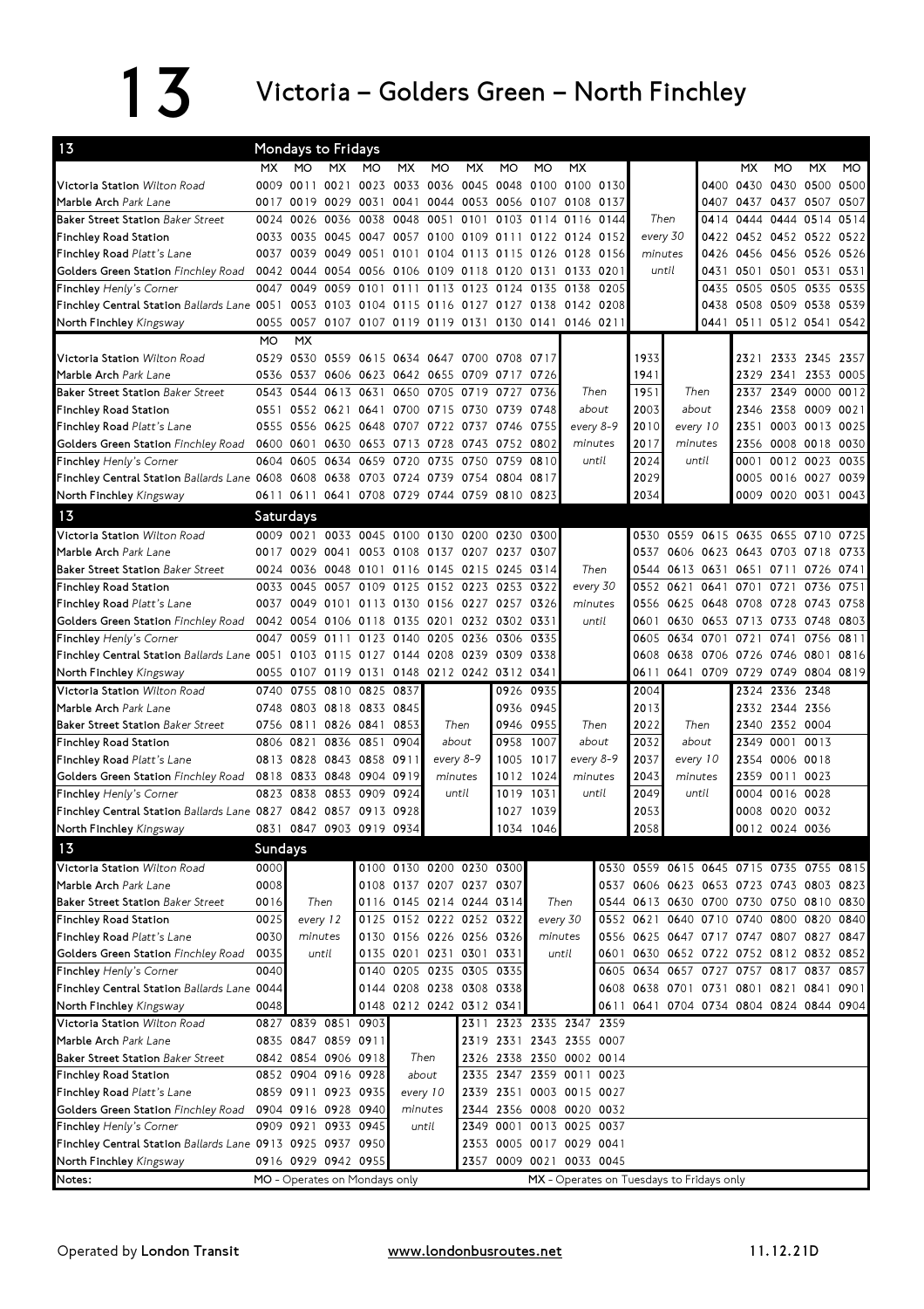# 13 Victoria – Golders Green – North Finchley

## Mondays to Fridays

| 13 | MX | MO | MX | MO | MX | MO | MX | MO | MO | MX | | | | MX | MO | MX | MO |
|---|---|---|---|---|---|---|---|---|---|---|---|---|---|---|---|---|---|
| **Victoria Station** *Wilton Road* | 0009 | 0011 | 0021 | 0023 | 0033 | 0036 | 0045 | 0048 | 0100 | 0100 | 0130 | Then every 30 minutes until | 0400 | 0430 | 0430 | 0500 | 0500 |
| **Marble Arch** *Park Lane* | 0017 | 0019 | 0029 | 0031 | 0041 | 0044 | 0053 | 0056 | 0107 | 0108 | 0137 | | 0407 | 0437 | 0437 | 0507 | 0507 |
| **Baker Street Station** *Baker Street* | 0024 | 0026 | 0036 | 0038 | 0048 | 0051 | 0101 | 0103 | 0114 | 0116 | 0144 | | 0414 | 0444 | 0444 | 0514 | 0514 |
| **Finchley Road Station** | 0033 | 0035 | 0045 | 0047 | 0057 | 0100 | 0109 | 0111 | 0122 | 0124 | 0152 | | 0422 | 0452 | 0452 | 0522 | 0522 |
| **Finchley Road** *Platt's Lane* | 0037 | 0039 | 0049 | 0051 | 0101 | 0104 | 0113 | 0115 | 0126 | 0128 | 0156 | | 0426 | 0456 | 0456 | 0526 | 0526 |
| **Golders Green Station** *Finchley Road* | 0042 | 0044 | 0054 | 0056 | 0106 | 0109 | 0118 | 0120 | 0131 | 0133 | 0201 | | 0431 | 0501 | 0501 | 0531 | 0531 |
| **Finchley** *Henly's Corner* | 0047 | 0049 | 0059 | 0101 | 0111 | 0113 | 0123 | 0124 | 0135 | 0138 | 0205 | | 0435 | 0505 | 0505 | 0535 | 0535 |
| **Finchley Central Station** *Ballards Lane* | 0051 | 0053 | 0103 | 0104 | 0115 | 0116 | 0127 | 0127 | 0138 | 0142 | 0208 | | 0438 | 0508 | 0509 | 0538 | 0539 |
| **North Finchley** *Kingsway* | 0055 | 0057 | 0107 | 0107 | 0119 | 0119 | 0131 | 0130 | 0141 | 0146 | 0211 | | 0441 | 0511 | 0512 | 0541 | 0542 |

| | MO | MX | | | | | | | | | | | | | | |
|---|---|---|---|---|---|---|---|---|---|---|---|---|---|---|---|---|
| **Victoria Station** *Wilton Road* | 0529 | 0530 | 0559 | 0615 | 0634 | 0647 | 0700 | 0708 | 0717 | Then about every 8-9 minutes until | 1933 | Then about every 10 minutes until | 2321 | 2333 | 2345 | 2357 |
| **Marble Arch** *Park Lane* | 0536 | 0537 | 0606 | 0623 | 0642 | 0655 | 0709 | 0717 | 0726 | | 1941 | | 2329 | 2341 | 2353 | 0005 |
| **Baker Street Station** *Baker Street* | 0543 | 0544 | 0613 | 0631 | 0650 | 0705 | 0719 | 0727 | 0736 | | 1951 | | 2337 | 2349 | 0000 | 0012 |
| **Finchley Road Station** | 0551 | 0552 | 0621 | 0641 | 0700 | 0715 | 0730 | 0739 | 0748 | | 2003 | | 2346 | 2358 | 0009 | 0021 |
| **Finchley Road** *Platt's Lane* | 0555 | 0556 | 0625 | 0648 | 0707 | 0722 | 0737 | 0746 | 0755 | | 2010 | | 2351 | 0003 | 0013 | 0025 |
| **Golders Green Station** *Finchley Road* | 0600 | 0601 | 0630 | 0653 | 0713 | 0728 | 0743 | 0752 | 0802 | | 2017 | | 2356 | 0008 | 0018 | 0030 |
| **Finchley** *Henly's Corner* | 0604 | 0605 | 0634 | 0659 | 0720 | 0735 | 0750 | 0759 | 0810 | | 2024 | | 0001 | 0012 | 0023 | 0035 |
| **Finchley Central Station** *Ballards Lane* | 0608 | 0608 | 0638 | 0703 | 0724 | 0739 | 0754 | 0804 | 0817 | | 2029 | | 0005 | 0016 | 0027 | 0039 |
| **North Finchley** *Kingsway* | 0611 | 0611 | 0641 | 0708 | 0729 | 0744 | 0759 | 0810 | 0823 | | 2034 | | 0009 | 0020 | 0031 | 0043 |

## Saturdays

| 13 | | | | | | | | | | | | | | | | | |
|---|---|---|---|---|---|---|---|---|---|---|---|---|---|---|---|---|---|
| **Victoria Station** *Wilton Road* | 0009 | 0021 | 0033 | 0045 | 0100 | 0130 | 0200 | 0230 | 0300 | Then every 30 minutes until | 0530 | 0559 | 0615 | 0635 | 0655 | 0710 | 0725 |
| **Marble Arch** *Park Lane* | 0017 | 0029 | 0041 | 0053 | 0108 | 0137 | 0207 | 0237 | 0307 | | 0537 | 0606 | 0623 | 0643 | 0703 | 0718 | 0733 |
| **Baker Street Station** *Baker Street* | 0024 | 0036 | 0048 | 0101 | 0116 | 0145 | 0215 | 0245 | 0314 | | 0544 | 0613 | 0631 | 0651 | 0711 | 0726 | 0741 |
| **Finchley Road Station** | 0033 | 0045 | 0057 | 0109 | 0125 | 0152 | 0223 | 0253 | 0322 | | 0552 | 0621 | 0641 | 0701 | 0721 | 0736 | 0751 |
| **Finchley Road** *Platt's Lane* | 0037 | 0049 | 0101 | 0113 | 0130 | 0156 | 0227 | 0257 | 0326 | | 0556 | 0625 | 0648 | 0708 | 0728 | 0743 | 0758 |
| **Golders Green Station** *Finchley Road* | 0042 | 0054 | 0106 | 0118 | 0135 | 0201 | 0232 | 0302 | 0331 | | 0601 | 0630 | 0653 | 0713 | 0733 | 0748 | 0803 |
| **Finchley** *Henly's Corner* | 0047 | 0059 | 0111 | 0123 | 0140 | 0205 | 0236 | 0306 | 0335 | | 0605 | 0634 | 0701 | 0721 | 0741 | 0756 | 0811 |
| **Finchley Central Station** *Ballards Lane* | 0051 | 0103 | 0115 | 0127 | 0144 | 0208 | 0239 | 0309 | 0338 | | 0608 | 0638 | 0706 | 0726 | 0746 | 0801 | 0816 |
| **North Finchley** *Kingsway* | 0055 | 0107 | 0119 | 0131 | 0148 | 0212 | 0242 | 0312 | 0341 | | 0611 | 0641 | 0709 | 0729 | 0749 | 0804 | 0819 |

| | | | | | | | | | | | | | | |
|---|---|---|---|---|---|---|---|---|---|---|---|---|---|---|
| **Victoria Station** *Wilton Road* | 0740 | 0755 | 0810 | 0825 | 0837 | Then about every 8-9 minutes until | 0926 | 0935 | Then about every 8-9 minutes until | 2004 | Then about every 10 minutes until | 2324 | 2336 | 2348 |
| **Marble Arch** *Park Lane* | 0748 | 0803 | 0818 | 0833 | 0845 | | 0936 | 0945 | | 2013 | | 2332 | 2344 | 2356 |
| **Baker Street Station** *Baker Street* | 0756 | 0811 | 0826 | 0841 | 0853 | | 0946 | 0955 | | 2022 | | 2340 | 2352 | 0004 |
| **Finchley Road Station** | 0806 | 0821 | 0836 | 0851 | 0904 | | 0958 | 1007 | | 2032 | | 2349 | 0001 | 0013 |
| **Finchley Road** *Platt's Lane* | 0813 | 0828 | 0843 | 0858 | 0911 | | 1005 | 1017 | | 2037 | | 2354 | 0006 | 0018 |
| **Golders Green Station** *Finchley Road* | 0818 | 0833 | 0848 | 0904 | 0919 | | 1012 | 1024 | | 2043 | | 2359 | 0011 | 0023 |
| **Finchley** *Henly's Corner* | 0823 | 0838 | 0853 | 0909 | 0924 | | 1019 | 1031 | | 2049 | | 0004 | 0016 | 0028 |
| **Finchley Central Station** *Ballards Lane* | 0827 | 0842 | 0857 | 0913 | 0928 | | 1027 | 1039 | | 2053 | | 0008 | 0020 | 0032 |
| **North Finchley** *Kingsway* | 0831 | 0847 | 0903 | 0919 | 0934 | | 1034 | 1046 | | 2058 | | 0012 | 0024 | 0036 |

## Sundays

| 13 | | | | | | | | | | | | | | | | |
|---|---|---|---|---|---|---|---|---|---|---|---|---|---|---|---|---|
| **Victoria Station** *Wilton Road* | 0000 | Then every 12 minutes until | 0100 | 0130 | 0200 | 0230 | 0300 | Then every 30 minutes until | 0530 | 0559 | 0615 | 0645 | 0715 | 0735 | 0755 | 0815 |
| **Marble Arch** *Park Lane* | 0008 | | 0108 | 0137 | 0207 | 0237 | 0307 | | 0537 | 0606 | 0623 | 0653 | 0723 | 0743 | 0803 | 0823 |
| **Baker Street Station** *Baker Street* | 0016 | | 0116 | 0145 | 0214 | 0244 | 0314 | | 0544 | 0613 | 0630 | 0700 | 0730 | 0750 | 0810 | 0830 |
| **Finchley Road Station** | 0025 | | 0125 | 0152 | 0222 | 0252 | 0322 | | 0552 | 0621 | 0640 | 0710 | 0740 | 0800 | 0820 | 0840 |
| **Finchley Road** *Platt's Lane* | 0030 | | 0130 | 0156 | 0226 | 0256 | 0326 | | 0556 | 0625 | 0647 | 0717 | 0747 | 0807 | 0827 | 0847 |
| **Golders Green Station** *Finchley Road* | 0035 | | 0135 | 0201 | 0231 | 0301 | 0331 | | 0601 | 0630 | 0652 | 0722 | 0752 | 0812 | 0832 | 0852 |
| **Finchley** *Henly's Corner* | 0040 | | 0140 | 0205 | 0235 | 0305 | 0335 | | 0605 | 0634 | 0657 | 0727 | 0757 | 0817 | 0837 | 0857 |
| **Finchley Central Station** *Ballards Lane* | 0044 | | 0144 | 0208 | 0238 | 0308 | 0338 | | 0608 | 0638 | 0701 | 0731 | 0801 | 0821 | 0841 | 0901 |
| **North Finchley** *Kingsway* | 0048 | | 0148 | 0212 | 0242 | 0312 | 0341 | | 0611 | 0641 | 0704 | 0734 | 0804 | 0824 | 0844 | 0904 |

| | | | | | | | | | | |
|---|---|---|---|---|---|---|---|---|---|---|
| **Victoria Station** *Wilton Road* | 0827 | 0839 | 0851 | 0903 | Then about every 10 minutes until | 2311 | 2323 | 2335 | 2347 | 2359 |
| **Marble Arch** *Park Lane* | 0835 | 0847 | 0859 | 0911 | | 2319 | 2331 | 2343 | 2355 | 0007 |
| **Baker Street Station** *Baker Street* | 0842 | 0854 | 0906 | 0918 | | 2326 | 2338 | 2350 | 0002 | 0014 |
| **Finchley Road Station** | 0852 | 0904 | 0916 | 0928 | | 2335 | 2347 | 2359 | 0011 | 0023 |
| **Finchley Road** *Platt's Lane* | 0859 | 0911 | 0923 | 0935 | | 2339 | 2351 | 0003 | 0015 | 0027 |
| **Golders Green Station** *Finchley Road* | 0904 | 0916 | 0928 | 0940 | | 2344 | 2356 | 0008 | 0020 | 0032 |
| **Finchley** *Henly's Corner* | 0909 | 0921 | 0933 | 0945 | | 2349 | 0001 | 0013 | 0025 | 0037 |
| **Finchley Central Station** *Ballards Lane* | 0913 | 0925 | 0937 | 0950 | | 2353 | 0005 | 0017 | 0029 | 0041 |
| **North Finchley** *Kingsway* | 0916 | 0929 | 0942 | 0955 | | 2357 | 0009 | 0021 | 0033 | 0045 |

**Notes:** MO - Operates on Mondays only; MX - Operates on Tuesdays to Fridays only

Operated by **London Transit** — www.londonbusroutes.net — 11.12.21D